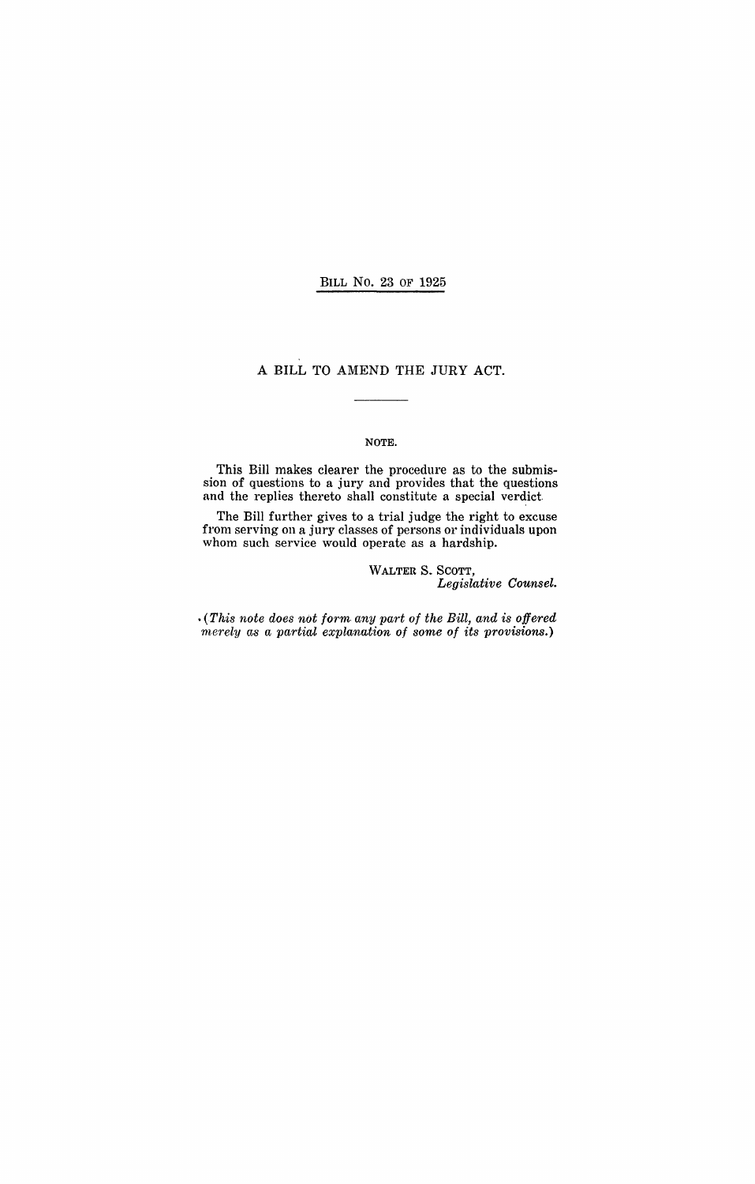# BILL No. 23 OF 1925

## A BILL TO AMEND THE JURY ACT.

NOTE.

This Bill makes clearer the procedure as to the submission of questions to a jury and provides that the questions and the replies thereto shall constitute a special verdict.

The Bill further gives to a trial judge the right to excuse from serving on a jury classes of persons or individuals upon whom such service would operate as a hardship.

WALTER S. SCOTT,
*Legislative Counsel.*

*(This note does not form any part of the Bill, and is offered merely as a partial explanation of some of its provisions.)*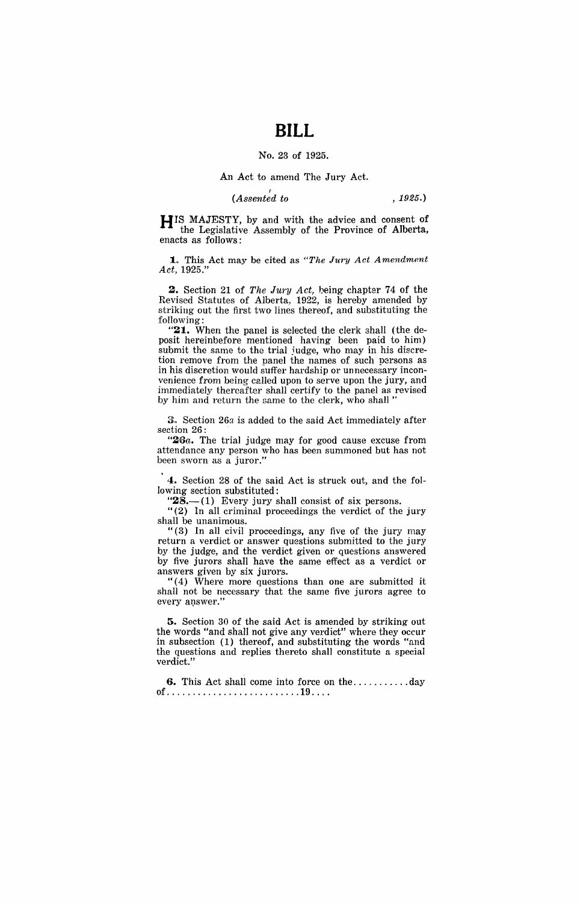# BILL

No. 23 of 1925.

An Act to amend The Jury Act.

*(Assented to , 1925.)*

HIS MAJESTY, by and with the advice and consent of the Legislative Assembly of the Province of Alberta, enacts as follows:

**1.** This Act may be cited as *"The Jury Act Amendment Act, 1925."*

**2.** Section 21 of *The Jury Act,* being chapter 74 of the Revised Statutes of Alberta, 1922, is hereby amended by striking out the first two lines thereof, and substituting the following:

"**21.** When the panel is selected the clerk shall (the deposit hereinbefore mentioned having been paid to him) submit the same to the trial judge, who may in his discretion remove from the panel the names of such persons as in his discretion would suffer hardship or unnecessary inconvenience from being called upon to serve upon the jury, and immediately thereafter shall certify to the panel as revised by him and return the same to the clerk, who shall "

**3.** Section 26*a* is added to the said Act immediately after section 26:

"**26*a*.** The trial judge may for good cause excuse from attendance any person who has been summoned but has not been sworn as a juror."

**4.** Section 28 of the said Act is struck out, and the following section substituted:

"**28.**—(1) Every jury shall consist of six persons.

"(2) In all criminal proceedings the verdict of the jury shall be unanimous.

"(3) In all civil proceedings, any five of the jury may return a verdict or answer questions submitted to the jury by the judge, and the verdict given or questions answered by five jurors shall have the same effect as a verdict or answers given by six jurors.

"(4) Where more questions than one are submitted it shall not be necessary that the same five jurors agree to every answer."

**5.** Section 30 of the said Act is amended by striking out the words "and shall not give any verdict" where they occur in subsection (1) thereof, and substituting the words "and the questions and replies thereto shall constitute a special verdict."

**6.** This Act shall come into force on the..........day of.........................19....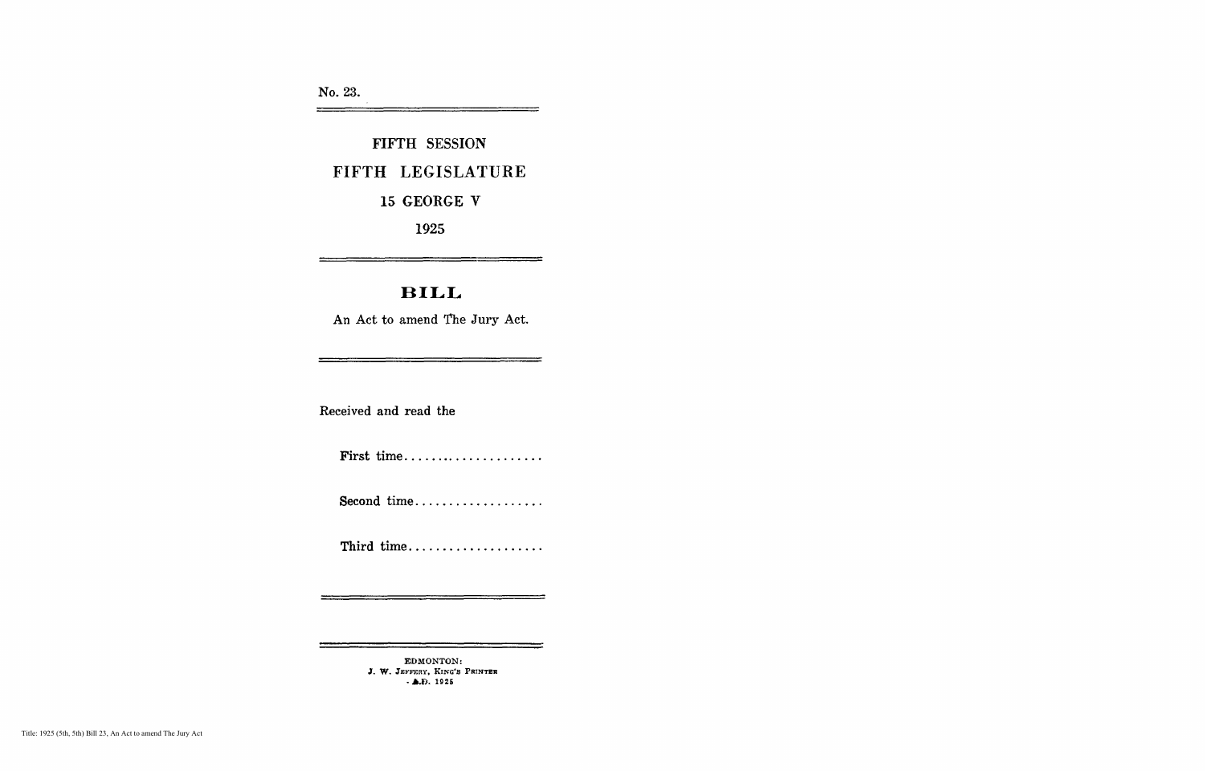No. 23.

FIFTH SESSION

FIFTH LEGISLATURE

15 GEORGE V

1925

# BILL

An Act to amend The Jury Act.

Received and read the

First time....................

Second time..................

Third time...................

EDMONTON:
J. W. JEFFERY, KING'S PRINTER
A.D. 1925

Title: 1925 (5th, 5th) Bill 23, An Act to amend The Jury Act